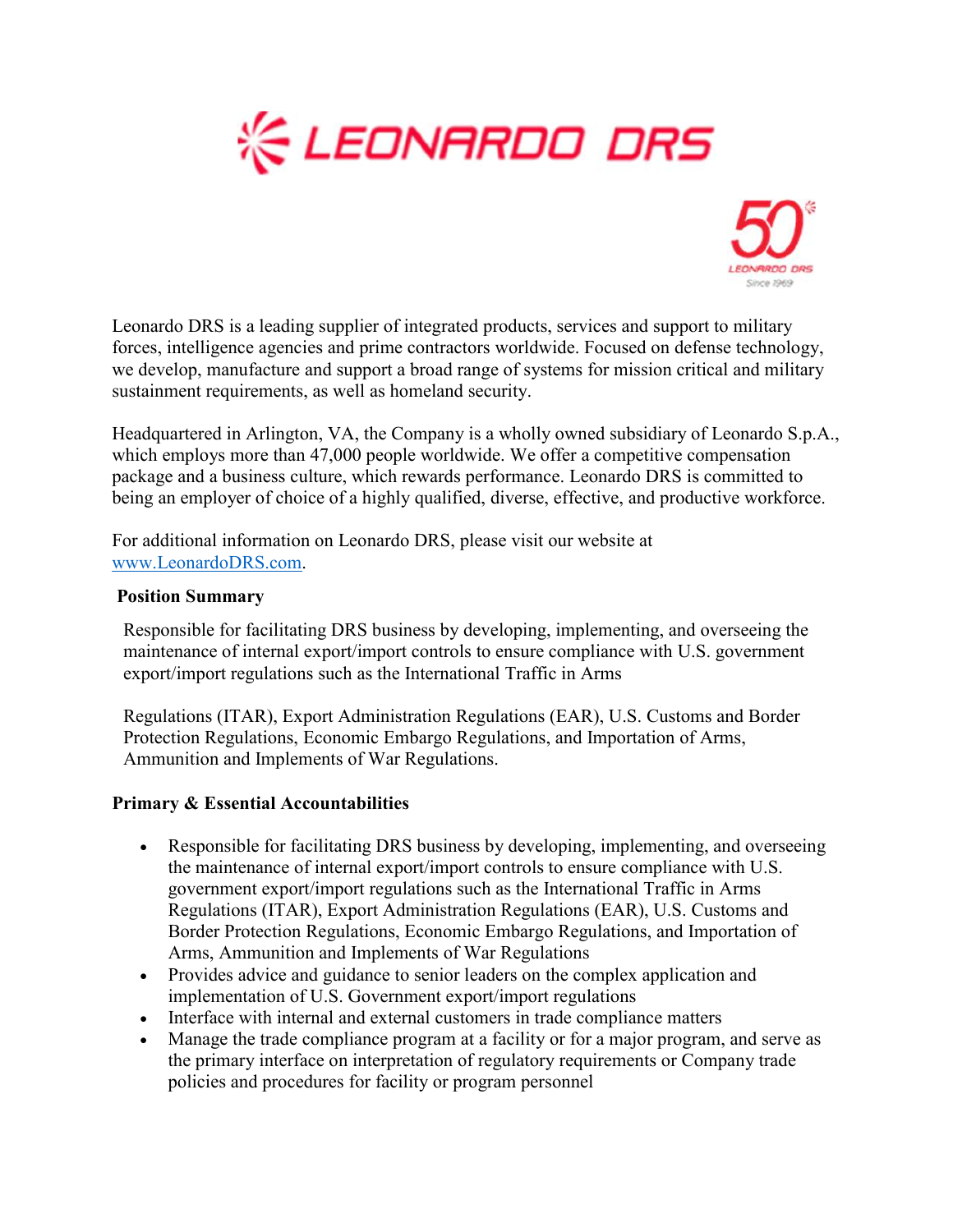LEONARDO DRS

50 LEONARDO DRS Since 1969

Leonardo DRS is a leading supplier of integrated products, services and support to military forces, intelligence agencies and prime contractors worldwide. Focused on defense technology, we develop, manufacture and support a broad range of systems for mission critical and military sustainment requirements, as well as homeland security.

Headquartered in Arlington, VA, the Company is a wholly owned subsidiary of Leonardo S.p.A., which employs more than 47,000 people worldwide. We offer a competitive compensation package and a business culture, which rewards performance. Leonardo DRS is committed to being an employer of choice of a highly qualified, diverse, effective, and productive workforce.

For additional information on Leonardo DRS, please visit our website at [www.LeonardoDRS.com](http://www.LeonardoDRS.com).

**Position Summary**

Responsible for facilitating DRS business by developing, implementing, and overseeing the maintenance of internal export/import controls to ensure compliance with U.S. government export/import regulations such as the International Traffic in Arms

Regulations (ITAR), Export Administration Regulations (EAR), U.S. Customs and Border Protection Regulations, Economic Embargo Regulations, and Importation of Arms, Ammunition and Implements of War Regulations.

**Primary & Essential Accountabilities**

- Responsible for facilitating DRS business by developing, implementing, and overseeing the maintenance of internal export/import controls to ensure compliance with U.S. government export/import regulations such as the International Traffic in Arms Regulations (ITAR), Export Administration Regulations (EAR), U.S. Customs and Border Protection Regulations, Economic Embargo Regulations, and Importation of Arms, Ammunition and Implements of War Regulations
- Provides advice and guidance to senior leaders on the complex application and implementation of U.S. Government export/import regulations
- Interface with internal and external customers in trade compliance matters
- Manage the trade compliance program at a facility or for a major program, and serve as the primary interface on interpretation of regulatory requirements or Company trade policies and procedures for facility or program personnel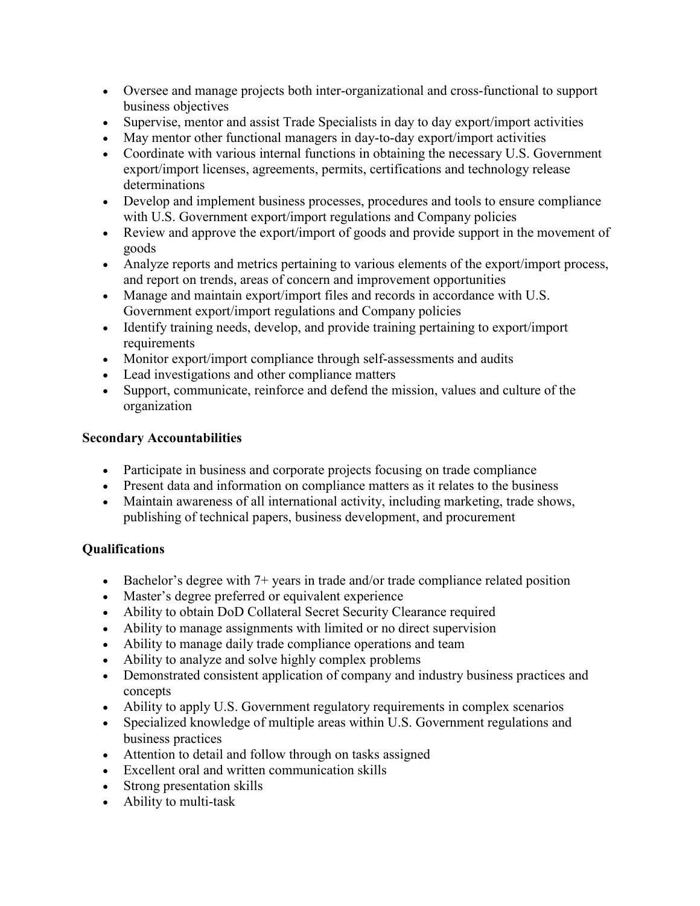- Oversee and manage projects both inter-organizational and cross-functional to support business objectives
- Supervise, mentor and assist Trade Specialists in day to day export/import activities
- May mentor other functional managers in day-to-day export/import activities
- Coordinate with various internal functions in obtaining the necessary U.S. Government export/import licenses, agreements, permits, certifications and technology release determinations
- Develop and implement business processes, procedures and tools to ensure compliance with U.S. Government export/import regulations and Company policies
- Review and approve the export/import of goods and provide support in the movement of goods
- Analyze reports and metrics pertaining to various elements of the export/import process, and report on trends, areas of concern and improvement opportunities
- Manage and maintain export/import files and records in accordance with U.S. Government export/import regulations and Company policies
- Identify training needs, develop, and provide training pertaining to export/import requirements
- Monitor export/import compliance through self-assessments and audits
- Lead investigations and other compliance matters
- Support, communicate, reinforce and defend the mission, values and culture of the organization

**Secondary Accountabilities**

- Participate in business and corporate projects focusing on trade compliance
- Present data and information on compliance matters as it relates to the business
- Maintain awareness of all international activity, including marketing, trade shows, publishing of technical papers, business development, and procurement

**Qualifications**

- Bachelor's degree with 7+ years in trade and/or trade compliance related position
- Master's degree preferred or equivalent experience
- Ability to obtain DoD Collateral Secret Security Clearance required
- Ability to manage assignments with limited or no direct supervision
- Ability to manage daily trade compliance operations and team
- Ability to analyze and solve highly complex problems
- Demonstrated consistent application of company and industry business practices and concepts
- Ability to apply U.S. Government regulatory requirements in complex scenarios
- Specialized knowledge of multiple areas within U.S. Government regulations and business practices
- Attention to detail and follow through on tasks assigned
- Excellent oral and written communication skills
- Strong presentation skills
- Ability to multi-task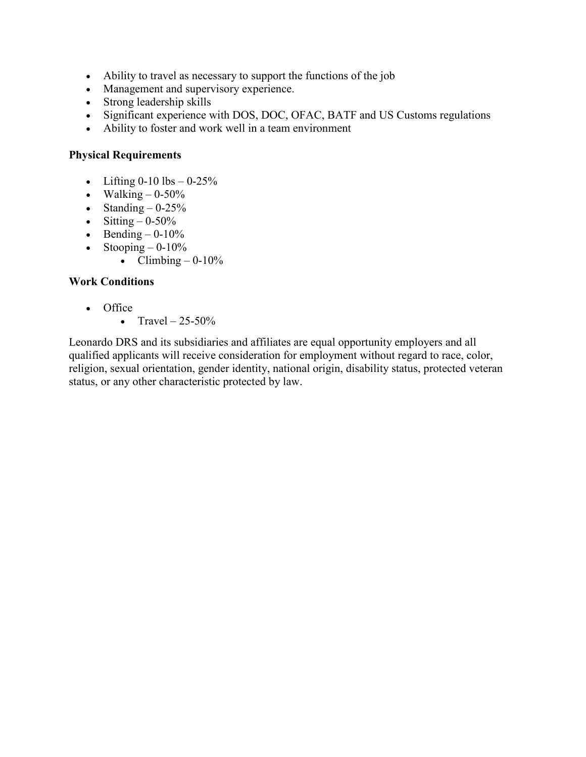- Ability to travel as necessary to support the functions of the job
- Management and supervisory experience.
- Strong leadership skills
- Significant experience with DOS, DOC, OFAC, BATF and US Customs regulations
- Ability to foster and work well in a team environment

**Physical Requirements**

- Lifting 0-10 lbs – 0-25%
- Walking – 0-50%
- Standing – 0-25%
- Sitting – 0-50%
- Bending – 0-10%
- Stooping – 0-10%
  - Climbing – 0-10%

**Work Conditions**

- Office
  - Travel – 25-50%

Leonardo DRS and its subsidiaries and affiliates are equal opportunity employers and all qualified applicants will receive consideration for employment without regard to race, color, religion, sexual orientation, gender identity, national origin, disability status, protected veteran status, or any other characteristic protected by law.